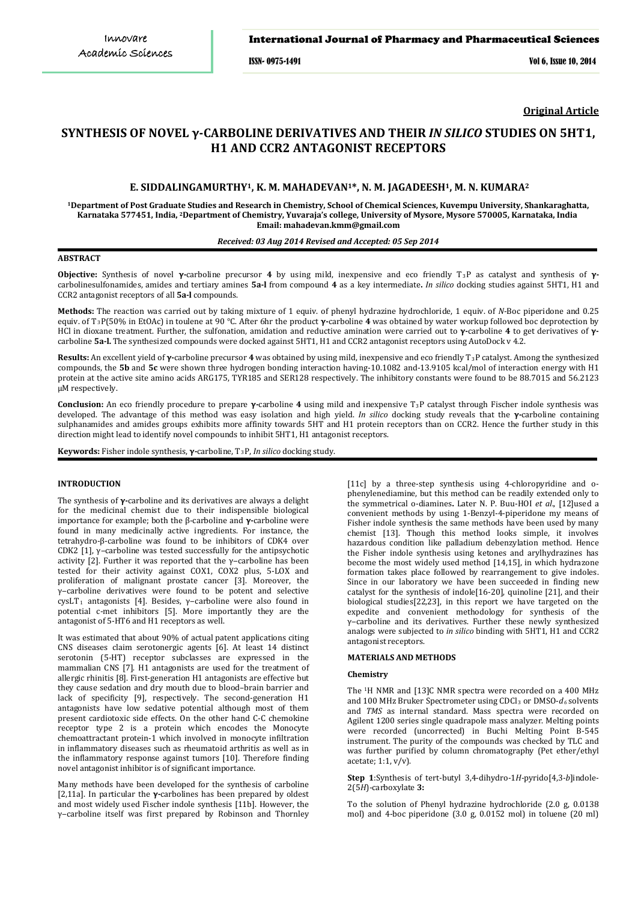**Original Article**

# SYNTHESIS OF NOVEL γ-CARBOLINE DERIVATIVES AND THEIR *IN SILICO* STUDIES ON 5HT1, H1 AND CCR2 ANTAGONIST RECEPTORS

### E. SIDDALINGAMURTHY[1], K. M. MAHADEVAN[1]*, N. M. JAGADEESH[1], M. N. KUMARA[2]

**[1]Department of Post Graduate Studies and Research in Chemistry, School of Chemical Sciences, Kuvempu University, Shankaraghatta, Karnataka 577451, India, [2]Department of Chemistry, Yuvaraja's college, University of Mysore, Mysore 570005, Karnataka, India**
**Email: mahadevan.kmm@gmail.com**

***Received: 03 Aug 2014 Revised and Accepted: 05 Sep 2014***

## ABSTRACT

**Objective:** Synthesis of novel **γ**-carboline precursor **4** by using mild, inexpensive and eco friendly $T_3P$ as catalyst and synthesis of **γ**-carbolinesulfonamides, amides and tertiary amines **5a-l** from compound **4** as a key intermediate**.** *In silico* docking studies against 5HT1, H1 and CCR2 antagonist receptors of all **5a-l** compounds.

**Methods:** The reaction was carried out by taking mixture of 1 equiv. of phenyl hydrazine hydrochloride, 1 equiv. of *N*-Boc piperidone and 0.25 equiv. of $T_3P$(50% in EtOAc) in toulene at 90 °C. After 6hr the product **γ**-carboline **4** was obtained by water workup followed boc deprotection by HCl in dioxane treatment. Further, the sulfonation, amidation and reductive amination were carried out to **γ**-carboline **4** to get derivatives of **γ**-carboline **5a-l.** The synthesized compounds were docked against 5HT1, H1 and CCR2 antagonist receptors using AutoDock v 4.2.

**Results:** An excellent yield of **γ**-carboline precursor **4** was obtained by using mild, inexpensive and eco friendly $T_3P$ catalyst. Among the synthesized compounds, the **5b** and **5c** were shown three hydrogen bonding interaction having-10.1082 and-13.9105 kcal/mol of interaction energy with H1 protein at the active site amino acids ARG175, TYR185 and SER128 respectively. The inhibitory constants were found to be 88.7015 and 56.2123 μM respectively.

**Conclusion:** An eco friendly procedure to prepare **γ**-carboline **4** using mild and inexpensive $T_3P$ catalyst through Fischer indole synthesis was developed. The advantage of this method was easy isolation and high yield. *In silico* docking study reveals that the **γ**-carboline containing sulphanamides and amides groups exhibits more affinity towards 5HT and H1 protein receptors than on CCR2. Hence the further study in this direction might lead to identify novel compounds to inhibit 5HT1, H1 antagonist receptors.

**Keywords:** Fisher indole synthesis, **γ**-carboline, $T_3P$, *In silico* docking study.

## INTRODUCTION

The synthesis of **γ**-carboline and its derivatives are always a delight for the medicinal chemist due to their indispensible biological importance for example; both the β-carboline and **γ**-carboline were found in many medicinally active ingredients. For instance, the tetrahydro-β-carboline was found to be inhibitors of CDK4 over CDK2 [1], γ–carboline was tested successfully for the antipsychotic activity [2]. Further it was reported that the γ–carboline has been tested for their activity against COX1, COX2 plus, 5-LOX and proliferation of malignant prostate cancer [3]. Moreover, the γ–carboline derivatives were found to be potent and selective $cysLT_1$ antagonists [4]. Besides, γ–carboline were also found in potential c-met inhibitors [5]. More importantly they are the antagonist of 5-HT6 and H1 receptors as well.

It was estimated that about 90% of actual patent applications citing CNS diseases claim serotonergic agents [6]. At least 14 distinct serotonin (5-HT) receptor subclasses are expressed in the mammalian CNS [7]. H1 antagonists are used for the treatment of allergic rhinitis [8]. First-generation H1 antagonists are effective but they cause sedation and dry mouth due to blood–brain barrier and lack of specificity [9], respectively. The second-generation H1 antagonists have low sedative potential although most of them present cardiotoxic side effects. On the other hand C-C chemokine receptor type 2 is a protein which encodes the Monocyte chemoattractant protein-1 which involved in monocyte infiltration in inflammatory diseases such as rheumatoid arthritis as well as in the inflammatory response against tumors [10]. Therefore finding novel antagonist inhibitor is of significant importance.

Many methods have been developed for the synthesis of carboline [2,11a]. In particular the **γ**-carbolines has been prepared by oldest and most widely used Fischer indole synthesis [11b]. However, the γ–carboline itself was first prepared by Robinson and Thornley [11c] by a three-step synthesis using 4-chloropyridine and o-phenylenediamine, but this method can be readily extended only to the symmetrical o-diamines**.** Later N. P. Buu-HOI *et al*., [12]used a convenient methods by using 1-Benzyl-4-piperidone my means of Fisher indole synthesis the same methods have been used by many chemist [13]. Though this method looks simple, it involves hazardous condition like palladium debenzylation method. Hence the Fisher indole synthesis using ketones and arylhydrazines has become the most widely used method [14,15], in which hydrazone formation takes place followed by rearrangement to give indoles. Since in our laboratory we have been succeeded in finding new catalyst for the synthesis of indole[16-20], quinoline [21], and their biological studies[22,23], in this report we have targeted on the expedite and convenient methodology for synthesis of the γ–carboline and its derivatives. Further these newly synthesized analogs were subjected to *in silico* binding with 5HT1, H1 and CCR2 antagonist receptors.

## MATERIALS AND METHODS

### Chemistry

The [1]H NMR and [13]C NMR spectra were recorded on a 400 MHz and 100 MHz Bruker Spectrometer using $CDCl_3$ or DMSO-$d_6$ solvents and *TMS* as internal standard. Mass spectra were recorded on Agilent 1200 series single quadrapole mass analyzer. Melting points were recorded (uncorrected) in Buchi Melting Point B-545 instrument. The purity of the compounds was checked by TLC and was further purified by column chromatography (Pet ether/ethyl acetate; 1:1, v/v).

**Step 1**:Synthesis of tert-butyl 3,4-dihydro-1*H*-pyrido[4,3-*b*]indole-2(5*H*)-carboxylate **3:**

To the solution of Phenyl hydrazine hydrochloride (2.0 g, 0.0138 mol) and 4-boc piperidone (3.0 g, 0.0152 mol) in toluene (20 ml)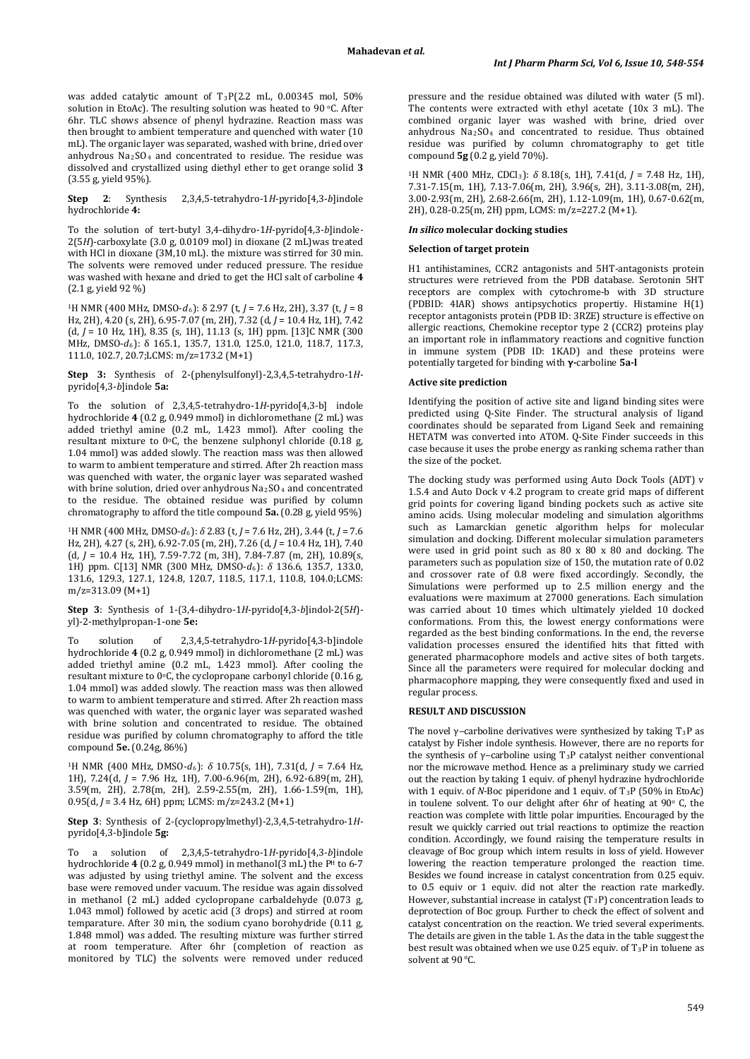was added catalytic amount of $T_3P$(2.2 mL, 0.00345 mol, 50% solution in EtoAc). The resulting solution was heated to 90 °C. After 6hr. TLC shows absence of phenyl hydrazine. Reaction mass was then brought to ambient temperature and quenched with water (10 mL). The organic layer was separated, washed with brine, dried over anhydrous $Na_2SO_4$ and concentrated to residue. The residue was dissolved and crystallized using diethyl ether to get orange solid **3** (3.55 g, yield 95%).

**Step 2**: Synthesis 2,3,4,5-tetrahydro-1*H*-pyrido[4,3-*b*]indole hydrochloride **4:**

To the solution of tert-butyl 3,4-dihydro-1*H*-pyrido[4,3-*b*]indole-2(5*H*)-carboxylate (3.0 g, 0.0109 mol) in dioxane (2 mL)was treated with HCl in dioxane (3M,10 mL). the mixture was stirred for 30 min. The solvents were removed under reduced pressure. The residue was washed with hexane and dried to get the HCl salt of carboline **4** (2.1 g, yield 92 %)

[1]H NMR (400 MHz, DMSO-$d_6$): δ 2.97 (t, *J* = 7.6 Hz, 2H), 3.37 (t, *J* = 8 Hz, 2H), 4.20 (s, 2H), 6.95-7.07 (m, 2H), 7.32 (d, *J* = 10.4 Hz, 1H), 7.42 (d, *J* = 10 Hz, 1H), 8.35 (s, 1H), 11.13 (s, 1H) ppm. [13]C NMR (300 MHz, DMSO-$d_6$): δ 165.1, 135.7, 131.0, 125.0, 121.0, 118.7, 117.3, 111.0, 102.7, 20.7;LCMS: m/z=173.2 (M+1)

**Step 3:** Synthesis of 2-(phenylsulfonyl)-2,3,4,5-tetrahydro-1*H*-pyrido[4,3-*b*]indole **5a:**

To the solution of 2,3,4,5-tetrahydro-1*H*-pyrido[4,3-b] indole hydrochloride **4** (0.2 g, 0.949 mmol) in dichloromethane (2 mL) was added triethyl amine (0.2 mL, 1.423 mmol). After cooling the resultant mixture to 0°C, the benzene sulphonyl chloride (0.18 g, 1.04 mmol) was added slowly. The reaction mass was then allowed to warm to ambient temperature and stirred. After 2h reaction mass was quenched with water, the organic layer was separated washed with brine solution, dried over anhydrous $Na_2SO_4$ and concentrated to the residue. The obtained residue was purified by column chromatography to afford the title compound **5a.** (0.28 g, yield 95%)

[1]H NMR (400 MHz, DMSO-$d_6$): *δ* 2.83 (t, *J* = 7.6 Hz, 2H), 3.44 (t, *J* = 7.6 Hz, 2H), 4.27 (s, 2H), 6.92-7.05 (m, 2H), 7.26 (d, *J* = 10.4 Hz, 1H), 7.40 (d, *J* = 10.4 Hz, 1H), 7.59-7.72 (m, 3H), 7.84-7.87 (m, 2H), 10.89(s, 1H) ppm. C[13] NMR (300 MHz, DMSO-$d_6$): *δ* 136.6, 135.7, 133.0, 131.6, 129.3, 127.1, 124.8, 120.7, 118.5, 117.1, 110.8, 104.0;LCMS: m/z=313.09 (M+1)

**Step 3**: Synthesis of 1-(3,4-dihydro-1*H*-pyrido[4,3-*b*]indol-2(5*H*)-yl)-2-methylpropan-1-one **5e:**

To solution of 2,3,4,5-tetrahydro-1*H*-pyrido[4,3-b]indole hydrochloride **4** (0.2 g, 0.949 mmol) in dichloromethane (2 mL) was added triethyl amine (0.2 mL, 1.423 mmol). After cooling the resultant mixture to 0°C, the cyclopropane carbonyl chloride (0.16 g, 1.04 mmol) was added slowly. The reaction mass was then allowed to warm to ambient temperature and stirred. After 2h reaction mass was quenched with water, the organic layer was separated washed with brine solution and concentrated to residue. The obtained residue was purified by column chromatography to afford the title compound **5e.** (0.24g, 86%)

[1]H NMR (400 MHz, DMSO-$d_6$): *δ* 10.75(s, 1H), 7.31(d, *J* = 7.64 Hz, 1H), 7.24(d, *J* = 7.96 Hz, 1H), 7.00-6.96(m, 2H), 6.92-6.89(m, 2H), 3.59(m, 2H), 2.78(m, 2H), 2.59-2.55(m, 2H), 1.66-1.59(m, 1H), 0.95(d, *J* = 3.4 Hz, 6H) ppm; LCMS: m/z=243.2 (M+1)

**Step 3**: Synthesis of 2-(cyclopropylmethyl)-2,3,4,5-tetrahydro-1*H*-pyrido[4,3-b]indole **5g:**

To a solution of 2,3,4,5-tetrahydro-1*H*-pyrido[4,3-*b*]indole hydrochloride **4** (0.2 g, 0.949 mmol) in methanol(3 mL) the P[H] to 6-7 was adjusted by using triethyl amine. The solvent and the excess base were removed under vacuum. The residue was again dissolved in methanol (2 mL) added cyclopropane carbaldehyde (0.073 g, 1.043 mmol) followed by acetic acid (3 drops) and stirred at room temparature. After 30 min, the sodium cyano borohydride (0.11 g, 1.848 mmol) was added. The resulting mixture was further stirred at room temperature. After 6hr (completion of reaction as monitored by TLC) the solvents were removed under reduced pressure and the residue obtained was diluted with water (5 ml). The contents were extracted with ethyl acetate (10x 3 mL). The combined organic layer was washed with brine, dried over anhydrous $Na_2SO_4$ and concentrated to residue. Thus obtained residue was purified by column chromatography to get title compound **5g** (0.2 g, yield 70%).

[1]H NMR (400 MHz, $CDCl_3$): *δ* 8.18(s, 1H), 7.41(d, *J* = 7.48 Hz, 1H), 7.31-7.15(m, 1H), 7.13-7.06(m, 2H), 3.96(s, 2H), 3.11-3.08(m, 2H), 3.00-2.93(m, 2H), 2.68-2.66(m, 2H), 1.12-1.09(m, 1H), 0.67-0.62(m, 2H), 0.28-0.25(m, 2H) ppm, LCMS: m/z=227.2 (M+1).

### *In silico* molecular docking studies

#### Selection of target protein

H1 antihistamines, CCR2 antagonists and 5HT-antagonists protein structures were retrieved from the PDB database. Serotonin 5HT receptors are complex with cytochrome-b with 3D structure (PDBID: 4IAR) shows antipsychotics propertiy. Histamine H(1) receptor antagonists protein (PDB ID: 3RZE) structure is effective on allergic reactions, Chemokine receptor type 2 (CCR2) proteins play an important role in inflammatory reactions and cognitive function in immune system (PDB ID: 1KAD) and these proteins were potentially targeted for binding with **γ-**carboline **5a-l**

#### Active site prediction

Identifying the position of active site and ligand binding sites were predicted using Q-Site Finder. The structural analysis of ligand coordinates should be separated from Ligand Seek and remaining HETATM was converted into ATOM. Q-Site Finder succeeds in this case because it uses the probe energy as ranking schema rather than the size of the pocket.

The docking study was performed using Auto Dock Tools (ADT) v 1.5.4 and Auto Dock v 4.2 program to create grid maps of different grid points for covering ligand binding pockets such as active site amino acids. Using molecular modeling and simulation algorithms such as Lamarckian genetic algorithm helps for molecular simulation and docking. Different molecular simulation parameters were used in grid point such as 80 x 80 x 80 and docking. The parameters such as population size of 150, the mutation rate of 0.02 and crossover rate of 0.8 were fixed accordingly. Secondly, the Simulations were performed up to 2.5 million energy and the evaluations were maximum at 27000 generations. Each simulation was carried about 10 times which ultimately yielded 10 docked conformations. From this, the lowest energy conformations were regarded as the best binding conformations. In the end, the reverse validation processes ensured the identified hits that fitted with generated pharmacophore models and active sites of both targets. Since all the parameters were required for molecular docking and pharmacophore mapping, they were consequently fixed and used in regular process.

## RESULT AND DISCUSSION

The novel γ–carboline derivatives were synthesized by taking $T_3P$ as catalyst by Fisher indole synthesis. However, there are no reports for the synthesis of γ–carboline using $T_3P$ catalyst neither conventional nor the microwave method. Hence as a preliminary study we carried out the reaction by taking 1 equiv. of phenyl hydrazine hydrochloride with 1 equiv. of *N*-Boc piperidone and 1 equiv. of $T_3P$ (50% in EtoAc) in toulene solvent. To our delight after 6hr of heating at 90° C, the reaction was complete with little polar impurities. Encouraged by the result we quickly carried out trial reactions to optimize the reaction condition. Accordingly, we found raising the temperature results in cleavage of Boc group which intern results in loss of yield. However lowering the reaction temperature prolonged the reaction time. Besides we found increase in catalyst concentration from 0.25 equiv. to 0.5 equiv or 1 equiv. did not alter the reaction rate markedly. However, substantial increase in catalyst ($T_3P$) concentration leads to deprotection of Boc group. Further to check the effect of solvent and catalyst concentration on the reaction. We tried several experiments. The details are given in the table 1. As the data in the table suggest the best result was obtained when we use 0.25 equiv. of $T_3P$ in toluene as solvent at 90 °C.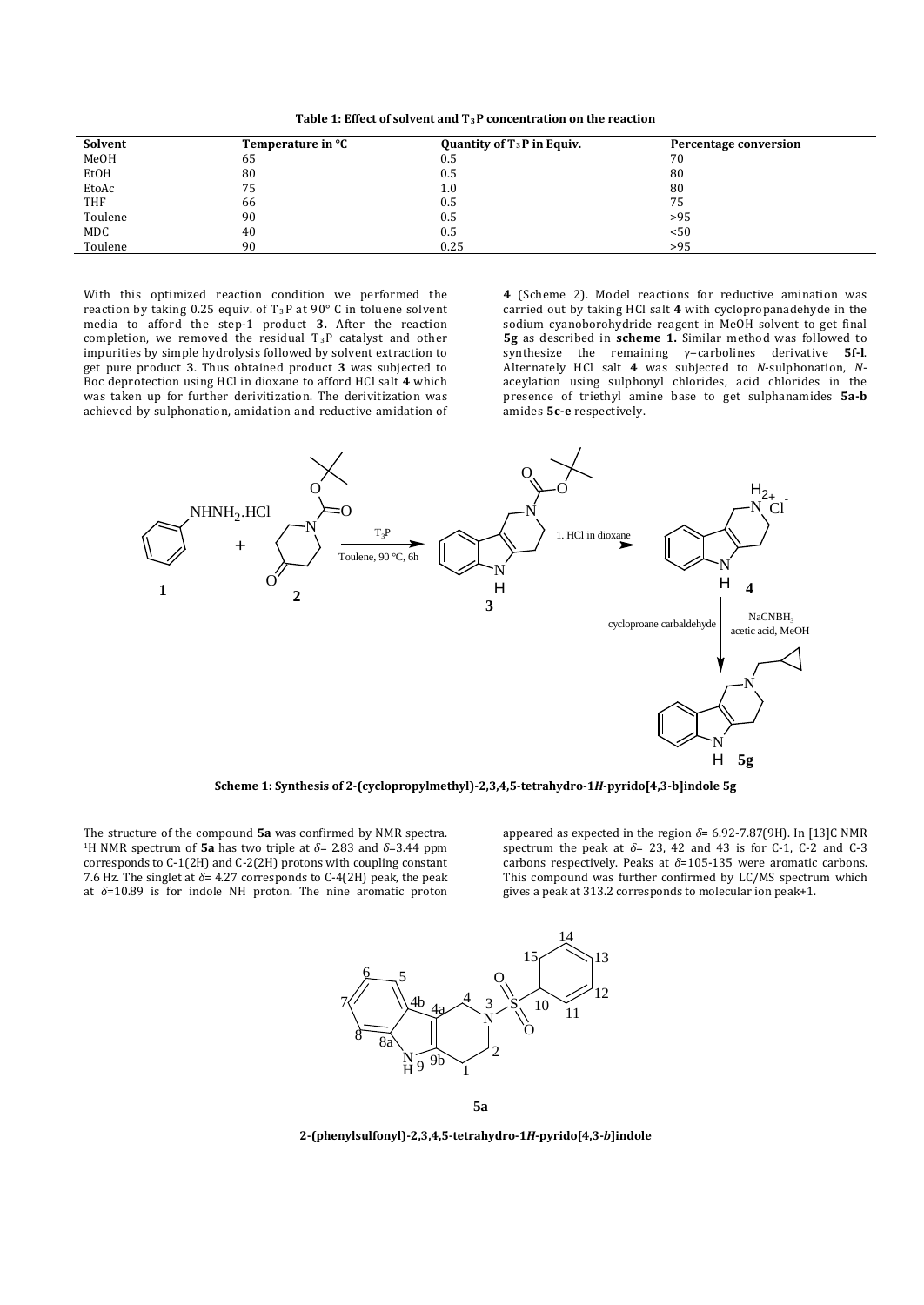**Table 1: Effect of solvent and $T_3P$ concentration on the reaction**

| Solvent | Temperature in °C | Quantity of $T_3P$ in Equiv. | Percentage conversion |
|---|---|---|---|
| MeOH | 65 | 0.5 | 70 |
| EtOH | 80 | 0.5 | 80 |
| EtoAc | 75 | 1.0 | 80 |
| THF | 66 | 0.5 | 75 |
| Toulene | 90 | 0.5 | >95 |
| MDC | 40 | 0.5 | <50 |
| Toulene | 90 | 0.25 | >95 |

With this optimized reaction condition we performed the reaction by taking 0.25 equiv. of $T_3P$ at 90° C in toluene solvent media to afford the step-1 product **3.** After the reaction completion, we removed the residual $T_3P$ catalyst and other impurities by simple hydrolysis followed by solvent extraction to get pure product **3**. Thus obtained product **3** was subjected to Boc deprotection using HCl in dioxane to afford HCl salt **4** which was taken up for further derivitization. The derivitization was achieved by sulphonation, amidation and reductive amidation of **4** (Scheme 2). Model reactions for reductive amination was carried out by taking HCl salt **4** with cyclopropanadehyde in the sodium cyanoborohydride reagent in MeOH solvent to get final **5g** as described in **scheme 1.** Similar method was followed to synthesize the remaining γ–carbolines derivative **5f-l**. Alternately HCl salt **4** was subjected to *N*-sulphonation, *N*-aceylation using sulphonyl chlorides, acid chlorides in the presence of triethyl amine base to get sulphanamides **5a-b** amides **5c-e** respectively.

**Scheme 1: Synthesis of 2-(cyclopropylmethyl)-2,3,4,5-tetrahydro-1*H*-pyrido[4,3-b]indole 5g**

The structure of the compound **5a** was confirmed by NMR spectra. [1]H NMR spectrum of **5a** has two triple at $\delta$= 2.83 and $\delta$=3.44 ppm corresponds to C-1(2H) and C-2(2H) protons with coupling constant 7.6 Hz. The singlet at $\delta$= 4.27 corresponds to C-4(2H) peak, the peak at $\delta$=10.89 is for indole NH proton. The nine aromatic proton appeared as expected in the region $\delta$= 6.92-7.87(9H). In [13]C NMR spectrum the peak at $\delta$= 23, 42 and 43 is for C-1, C-2 and C-3 carbons respectively. Peaks at $\delta$=105-135 were aromatic carbons. This compound was further confirmed by LC/MS spectrum which gives a peak at 313.2 corresponds to molecular ion peak+1.

**5a**

**2-(phenylsulfonyl)-2,3,4,5-tetrahydro-1*H*-pyrido[4,3-*b*]indole**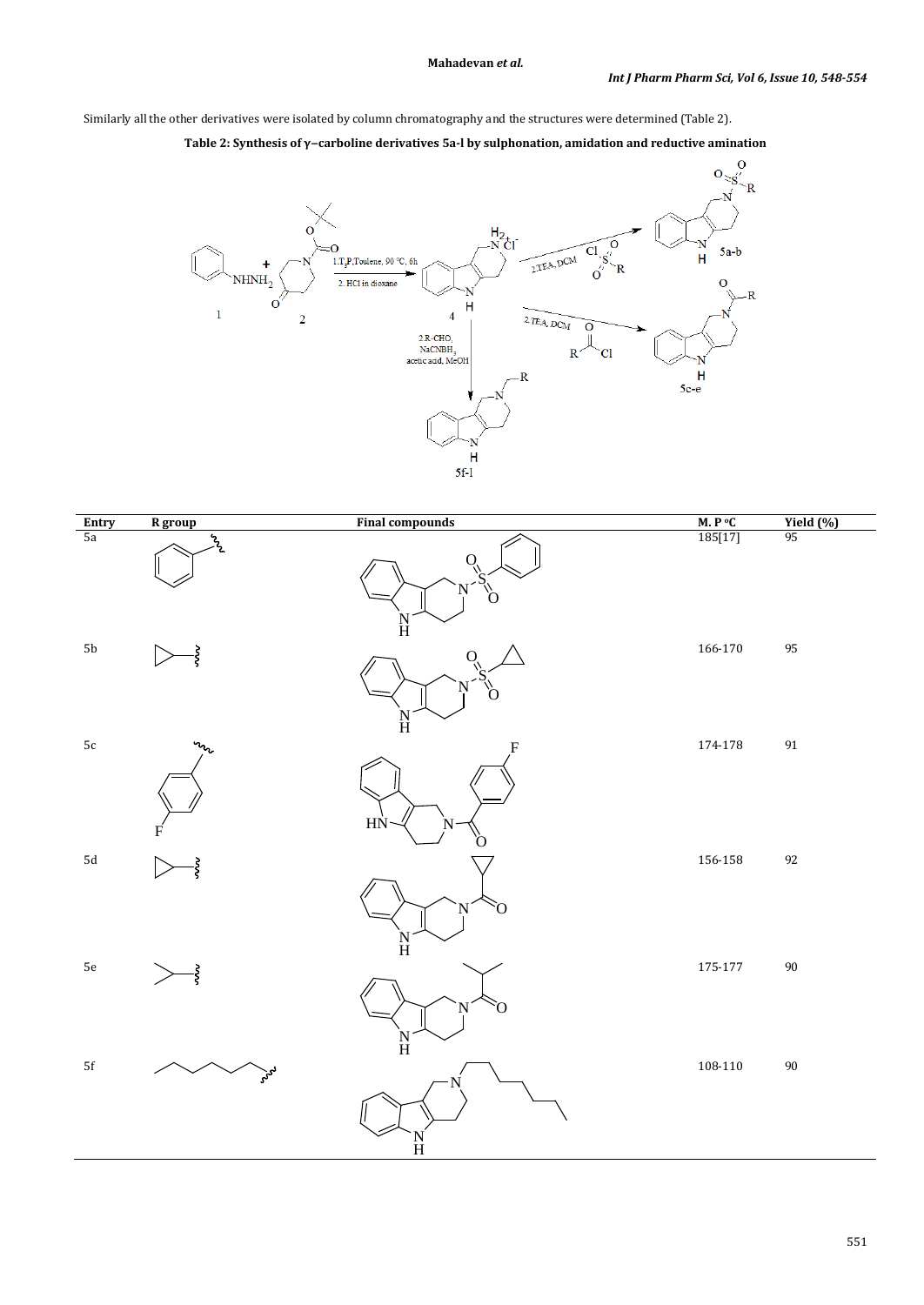Similarly all the other derivatives were isolated by column chromatography and the structures were determined (Table 2).

**Table 2: Synthesis of γ–carboline derivatives 5a-l by sulphonation, amidation and reductive amination**

| Entry | R group | Final compounds | M. P °C | Yield (%) |
|---|---|---|---|---|
| 5a | | | 185[17] | 95 |
| 5b | | | 166-170 | 95 |
| 5c | | | 174-178 | 91 |
| 5d | | | 156-158 | 92 |
| 5e | | | 175-177 | 90 |
| 5f | | | 108-110 | 90 |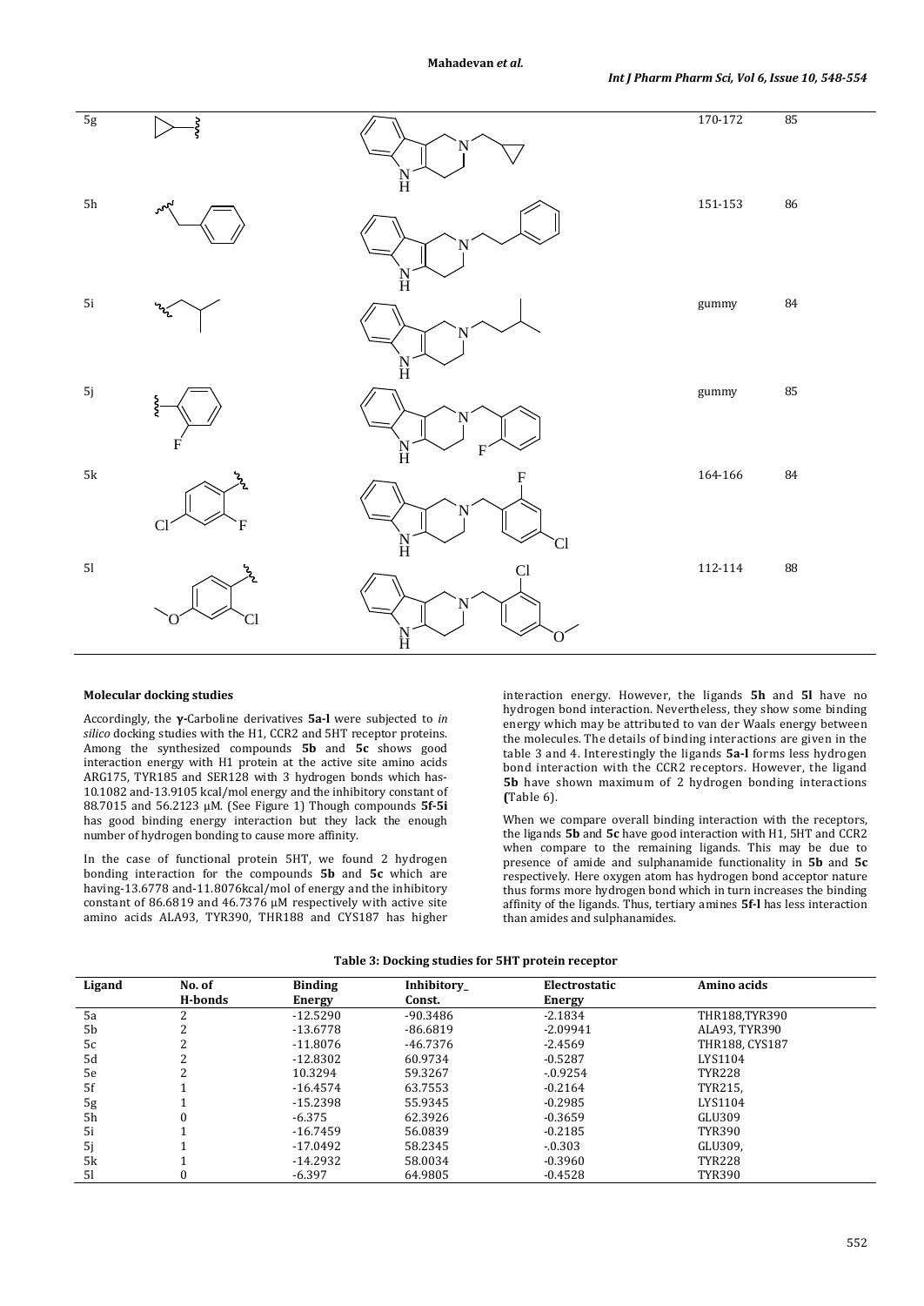| 5g | | | 170-172 | 85 |
|---|---|---|---|---|
| 5h | | | 151-153 | 86 |
| 5i | | | gummy | 84 |
| 5j | | | gummy | 85 |
| 5k | | | 164-166 | 84 |
| 5l | | | 112-114 | 88 |

### Molecular docking studies

Accordingly, the **γ**-Carboline derivatives **5a-l** were subjected to *in silico* docking studies with the H1, CCR2 and 5HT receptor proteins. Among the synthesized compounds **5b** and **5c** shows good interaction energy with H1 protein at the active site amino acids ARG175, TYR185 and SER128 with 3 hydrogen bonds which has-10.1082 and-13.9105 kcal/mol energy and the inhibitory constant of 88.7015 and 56.2123 μM. (See Figure 1) Though compounds **5f-5i** has good binding energy interaction but they lack the enough number of hydrogen bonding to cause more affinity.

In the case of functional protein 5HT, we found 2 hydrogen bonding interaction for the compounds **5b** and **5c** which are having-13.6778 and-11.8076kcal/mol of energy and the inhibitory constant of 86.6819 and 46.7376 μM respectively with active site amino acids ALA93, TYR390, THR188 and CYS187 has higher interaction energy. However, the ligands **5h** and **5l** have no hydrogen bond interaction. Nevertheless, they show some binding energy which may be attributed to van der Waals energy between the molecules. The details of binding interactions are given in the table 3 and 4. Interestingly the ligands **5a-l** forms less hydrogen bond interaction with the CCR2 receptors. However, the ligand **5b** have shown maximum of 2 hydrogen bonding interactions **(**Table 6).

When we compare overall binding interaction with the receptors, the ligands **5b** and **5c** have good interaction with H1, 5HT and CCR2 when compare to the remaining ligands. This may be due to presence of amide and sulphanamide functionality in **5b** and **5c** respectively. Here oxygen atom has hydrogen bond acceptor nature thus forms more hydrogen bond which in turn increases the binding affinity of the ligands. Thus, tertiary amines **5f-l** has less interaction than amides and sulphanamides.

**Table 3: Docking studies for 5HT protein receptor**

| Ligand | No. of H-bonds | Binding Energy | Inhibitory_ Const. | Electrostatic Energy | Amino acids |
|---|---|---|---|---|---|
| 5a | 2 | -12.5290 | -90.3486 | -2.1834 | THR188,TYR390 |
| 5b | 2 | -13.6778 | -86.6819 | -2.09941 | ALA93, TYR390 |
| 5c | 2 | -11.8076 | -46.7376 | -2.4569 | THR188, CYS187 |
| 5d | 2 | -12.8302 | 60.9734 | -0.5287 | LYS1104 |
| 5e | 2 | 10.3294 | 59.3267 | -.0.9254 | TYR228 |
| 5f | 1 | -16.4574 | 63.7553 | -0.2164 | TYR215, |
| 5g | 1 | -15.2398 | 55.9345 | -0.2985 | LYS1104 |
| 5h | 0 | -6.375 | 62.3926 | -0.3659 | GLU309 |
| 5i | 1 | -16.7459 | 56.0839 | -0.2185 | TYR390 |
| 5j | 1 | -17.0492 | 58.2345 | -.0.303 | GLU309, |
| 5k | 1 | -14.2932 | 58.0034 | -0.3960 | TYR228 |
| 5l | 0 | -6.397 | 64.9805 | -0.4528 | TYR390 |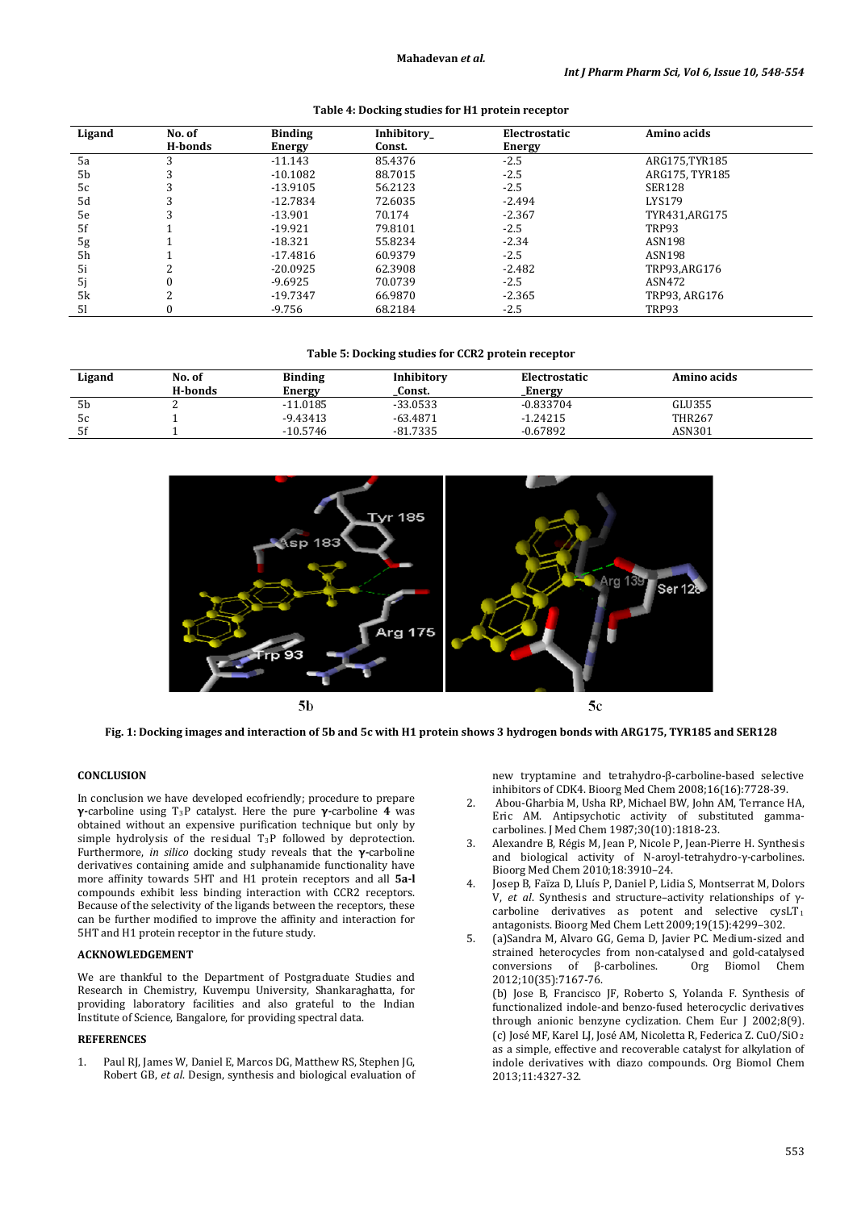Table 4: Docking studies for H1 protein receptor

| Ligand | No. of H-bonds | Binding Energy | Inhibitory_ Const. | Electrostatic Energy | Amino acids |
|---|---|---|---|---|---|
| 5a | 3 | -11.143 | 85.4376 | -2.5 | ARG175,TYR185 |
| 5b | 3 | -10.1082 | 88.7015 | -2.5 | ARG175, TYR185 |
| 5c | 3 | -13.9105 | 56.2123 | -2.5 | SER128 |
| 5d | 3 | -12.7834 | 72.6035 | -2.494 | LYS179 |
| 5e | 3 | -13.901 | 70.174 | -2.367 | TYR431,ARG175 |
| 5f | 1 | -19.921 | 79.8101 | -2.5 | TRP93 |
| 5g | 1 | -18.321 | 55.8234 | -2.34 | ASN198 |
| 5h | 1 | -17.4816 | 60.9379 | -2.5 | ASN198 |
| 5i | 2 | -20.0925 | 62.3908 | -2.482 | TRP93,ARG176 |
| 5j | 0 | -9.6925 | 70.0739 | -2.5 | ASN472 |
| 5k | 2 | -19.7347 | 66.9870 | -2.365 | TRP93, ARG176 |
| 5l | 0 | -9.756 | 68.2184 | -2.5 | TRP93 |

Table 5: Docking studies for CCR2 protein receptor

| Ligand | No. of H-bonds | Binding Energy | Inhibitory _Const. | Electrostatic _Energy | Amino acids |
|---|---|---|---|---|---|
| 5b | 2 | -11.0185 | -33.0533 | -0.833704 | GLU355 |
| 5c | 1 | -9.43413 | -63.4871 | -1.24215 | THR267 |
| 5f | 1 | -10.5746 | -81.7335 | -0.67892 | ASN301 |

5b 5c

Fig. 1: Docking images and interaction of 5b and 5c with H1 protein shows 3 hydrogen bonds with ARG175, TYR185 and SER128

## CONCLUSION

In conclusion we have developed ecofriendly; procedure to prepare **γ**-carboline using $T_3P$ catalyst. Here the pure **γ**-carboline **4** was obtained without an expensive purification technique but only by simple hydrolysis of the residual $T_3P$ followed by deprotection. Furthermore, *in silico* docking study reveals that the **γ**-carboline derivatives containing amide and sulphanamide functionality have more affinity towards 5HT and H1 protein receptors and all **5a-l** compounds exhibit less binding interaction with CCR2 receptors. Because of the selectivity of the ligands between the receptors, these can be further modified to improve the affinity and interaction for 5HT and H1 protein receptor in the future study.

## ACKNOWLEDGEMENT

We are thankful to the Department of Postgraduate Studies and Research in Chemistry, Kuvempu University, Shankaraghatta, for providing laboratory facilities and also grateful to the Indian Institute of Science, Bangalore, for providing spectral data.

## REFERENCES

1. Paul RJ, James W, Daniel E, Marcos DG, Matthew RS, Stephen JG, Robert GB, *et al*. Design, synthesis and biological evaluation of new tryptamine and tetrahydro-β-carboline-based selective inhibitors of CDK4. Bioorg Med Chem 2008;16(16):7728-39.
2. Abou-Gharbia M, Usha RP, Michael BW, John AM, Terrance HA, Eric AM. Antipsychotic activity of substituted gamma-carbolines. J Med Chem 1987;30(10):1818-23.
3. Alexandre B, Régis M, Jean P, Nicole P, Jean-Pierre H. Synthesis and biological activity of N-aroyl-tetrahydro-γ-carbolines. Bioorg Med Chem 2010;18:3910–24.
4. Josep B, Faïza D, Lluís P, Daniel P, Lidia S, Montserrat M, Dolors V, *et al*. Synthesis and structure–activity relationships of γ-carboline derivatives as potent and selective cys$LT_1$ antagonists. Bioorg Med Chem Lett 2009;19(15):4299–302.
5. (a)Sandra M, Alvaro GG, Gema D, Javier PC. Medium-sized and strained heterocycles from non-catalysed and gold-catalysed conversions of β-carbolines. Org Biomol Chem 2012;10(35):7167-76.
   (b) Jose B, Francisco JF, Roberto S, Yolanda F. Synthesis of functionalized indole-and benzo-fused heterocyclic derivatives through anionic benzyne cyclization. Chem Eur J 2002;8(9).
   (c) José MF, Karel LJ, José AM, Nicoletta R, Federica Z. CuO/$SiO_2$ as a simple, effective and recoverable catalyst for alkylation of indole derivatives with diazo compounds. Org Biomol Chem 2013;11:4327-32.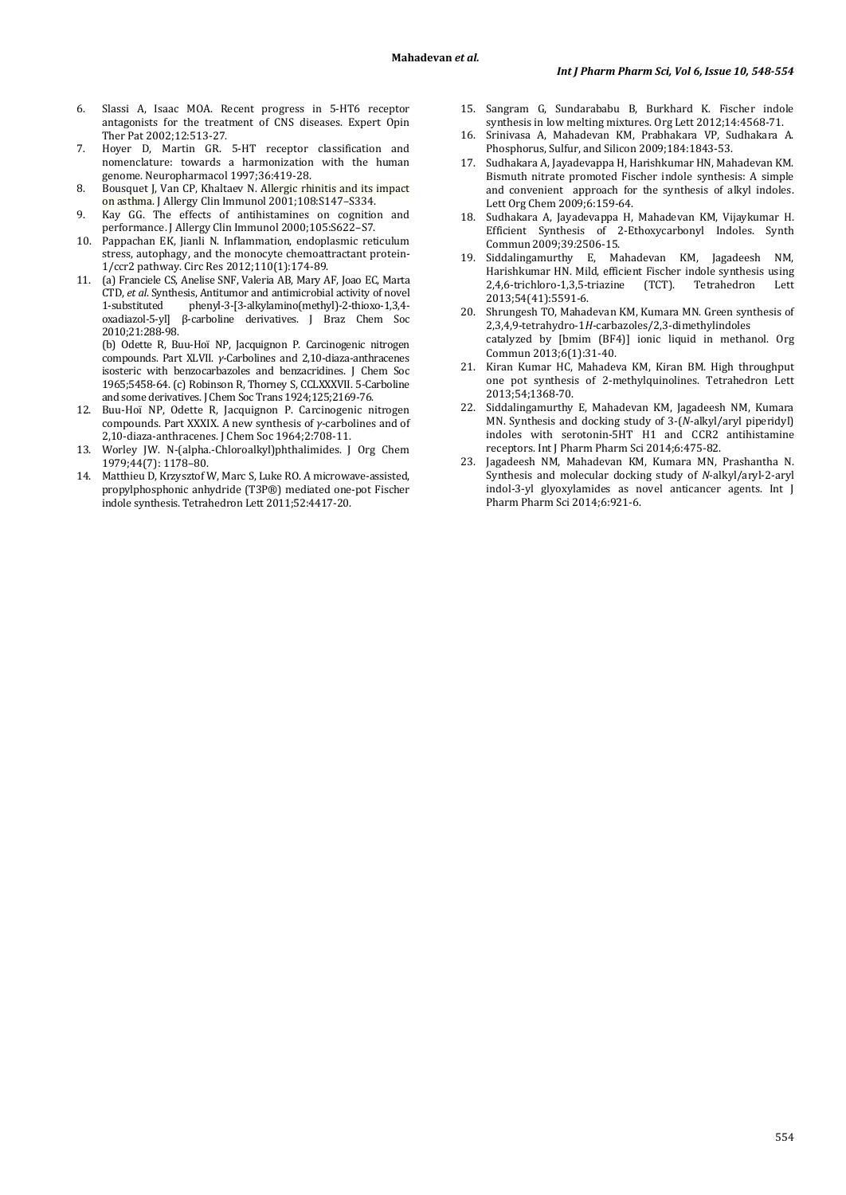6. Slassi A, Isaac MOA. Recent progress in 5-HT6 receptor antagonists for the treatment of CNS diseases. Expert Opin Ther Pat 2002;12:513-27.
7. Hoyer D, Martin GR. 5-HT receptor classification and nomenclature: towards a harmonization with the human genome. Neuropharmacol 1997;36:419-28.
8. Bousquet J, Van CP, Khaltaev N. Allergic rhinitis and its impact on asthma. J Allergy Clin Immunol 2001;108:S147–S334.
9. Kay GG. The effects of antihistamines on cognition and performance. J Allergy Clin Immunol 2000;105:S622–S7.
10. Pappachan EK, Jianli N. Inflammation, endoplasmic reticulum stress, autophagy, and the monocyte chemoattractant protein-1/ccr2 pathway. Circ Res 2012;110(1):174-89.
11. (a) Franciele CS, Anelise SNF, Valeria AB, Mary AF, Joao EC, Marta CTD, *et al*. Synthesis, Antitumor and antimicrobial activity of novel 1-substituted phenyl-3-[3-alkylamino(methyl)-2-thioxo-1,3,4-oxadiazol-5-yl] β-carboline derivatives. J Braz Chem Soc 2010;21:288-98.
    (b) Odette R, Buu-Hoï NP, Jacquignon P. Carcinogenic nitrogen compounds. Part XLVII. γ-Carbolines and 2,10-diaza-anthracenes isosteric with benzocarbazoles and benzacridines. J Chem Soc 1965;5458-64. (c) Robinson R, Thorney S, CCLXXXVII. 5-Carboline and some derivatives. J Chem Soc Trans 1924;125;2169-76.
12. Buu-Hoï NP, Odette R, Jacquignon P. Carcinogenic nitrogen compounds. Part XXXIX. A new synthesis of γ-carbolines and of 2,10-diaza-anthracenes. J Chem Soc 1964;2:708-11.
13. Worley JW. N-(alpha.-Chloroalkyl)phthalimides. J Org Chem 1979;44(7): 1178–80.
14. Matthieu D, Krzysztof W, Marc S, Luke RO. A microwave-assisted, propylphosphonic anhydride (T3P®) mediated one-pot Fischer indole synthesis. Tetrahedron Lett 2011;52:4417-20.
15. Sangram G, Sundarababu B, Burkhard K. Fischer indole synthesis in low melting mixtures. Org Lett 2012;14:4568-71.
16. Srinivasa A, Mahadevan KM, Prabhakara VP, Sudhakara A. Phosphorus, Sulfur, and Silicon 2009;184:1843-53.
17. Sudhakara A, Jayadevappa H, Harishkumar HN, Mahadevan KM. Bismuth nitrate promoted Fischer indole synthesis: A simple and convenient approach for the synthesis of alkyl indoles. Lett Org Chem 2009;6:159-64.
18. Sudhakara A, Jayadevappa H, Mahadevan KM, Vijaykumar H. Efficient Synthesis of 2-Ethoxycarbonyl Indoles. Synth Commun 2009;39:2506-15.
19. Siddalingamurthy E, Mahadevan KM, Jagadeesh NM, Harishkumar HN. Mild, efficient Fischer indole synthesis using 2,4,6-trichloro-1,3,5-triazine (TCT). Tetrahedron Lett 2013;54(41):5591-6.
20. Shrungesh TO, Mahadevan KM, Kumara MN. Green synthesis of 2,3,4,9-tetrahydro-1*H*-carbazoles/2,3-dimethylindoles catalyzed by [bmim (BF4)] ionic liquid in methanol. Org Commun 2013;6(1):31-40.
21. Kiran Kumar HC, Mahadeva KM, Kiran BM. High throughput one pot synthesis of 2-methylquinolines. Tetrahedron Lett 2013;54;1368-70.
22. Siddalingamurthy E, Mahadevan KM, Jagadeesh NM, Kumara MN. Synthesis and docking study of 3-(*N*-alkyl/aryl piperidyl) indoles with serotonin-5HT H1 and CCR2 antihistamine receptors. Int J Pharm Pharm Sci 2014;6:475-82.
23. Jagadeesh NM, Mahadevan KM, Kumara MN, Prashantha N. Synthesis and molecular docking study of *N*-alkyl/aryl-2-aryl indol-3-yl glyoxylamides as novel anticancer agents. Int J Pharm Pharm Sci 2014;6:921-6.